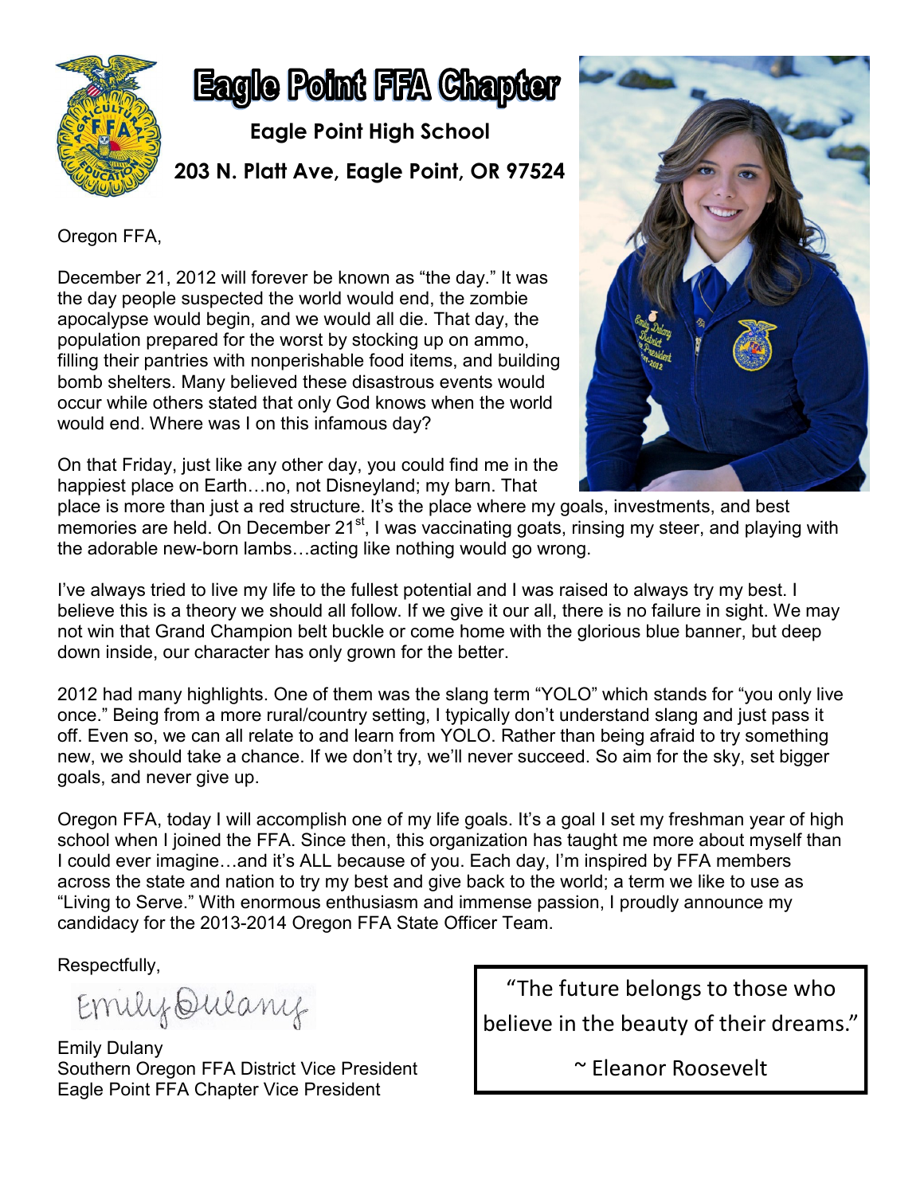# Eagle Point FFA Chapter

**Eagle Point High School**

**203 N. Platt Ave, Eagle Point, OR 97524**

Oregon FFA,

December 21, 2012 will forever be known as "the day." It was the day people suspected the world would end, the zombie apocalypse would begin, and we would all die. That day, the population prepared for the worst by stocking up on ammo, filling their pantries with nonperishable food items, and building bomb shelters. Many believed these disastrous events would occur while others stated that only God knows when the world would end. Where was I on this infamous day?

On that Friday, just like any other day, you could find me in the happiest place on Earth…no, not Disneyland; my barn. That place is more than just a red structure. It's the place where my goals, investments, and best memories are held. On December 21st, I was vaccinating goats, rinsing my steer, and playing with the adorable new-born lambs…acting like nothing would go wrong.

I've always tried to live my life to the fullest potential and I was raised to always try my best. I believe this is a theory we should all follow. If we give it our all, there is no failure in sight. We may not win that Grand Champion belt buckle or come home with the glorious blue banner, but deep down inside, our character has only grown for the better.

2012 had many highlights. One of them was the slang term "YOLO" which stands for "you only live once." Being from a more rural/country setting, I typically don't understand slang and just pass it off. Even so, we can all relate to and learn from YOLO. Rather than being afraid to try something new, we should take a chance. If we don't try, we'll never succeed. So aim for the sky, set bigger goals, and never give up.

Oregon FFA, today I will accomplish one of my life goals. It's a goal I set my freshman year of high school when I joined the FFA. Since then, this organization has taught me more about myself than I could ever imagine…and it's ALL because of you. Each day, I'm inspired by FFA members across the state and nation to try my best and give back to the world; a term we like to use as "Living to Serve." With enormous enthusiasm and immense passion, I proudly announce my candidacy for the 2013-2014 Oregon FFA State Officer Team.

Respectfully,

Emily Dulany

Emily Dulany
Southern Oregon FFA District Vice President
Eagle Point FFA Chapter Vice President

> "The future belongs to those who believe in the beauty of their dreams."
>
> ~ Eleanor Roosevelt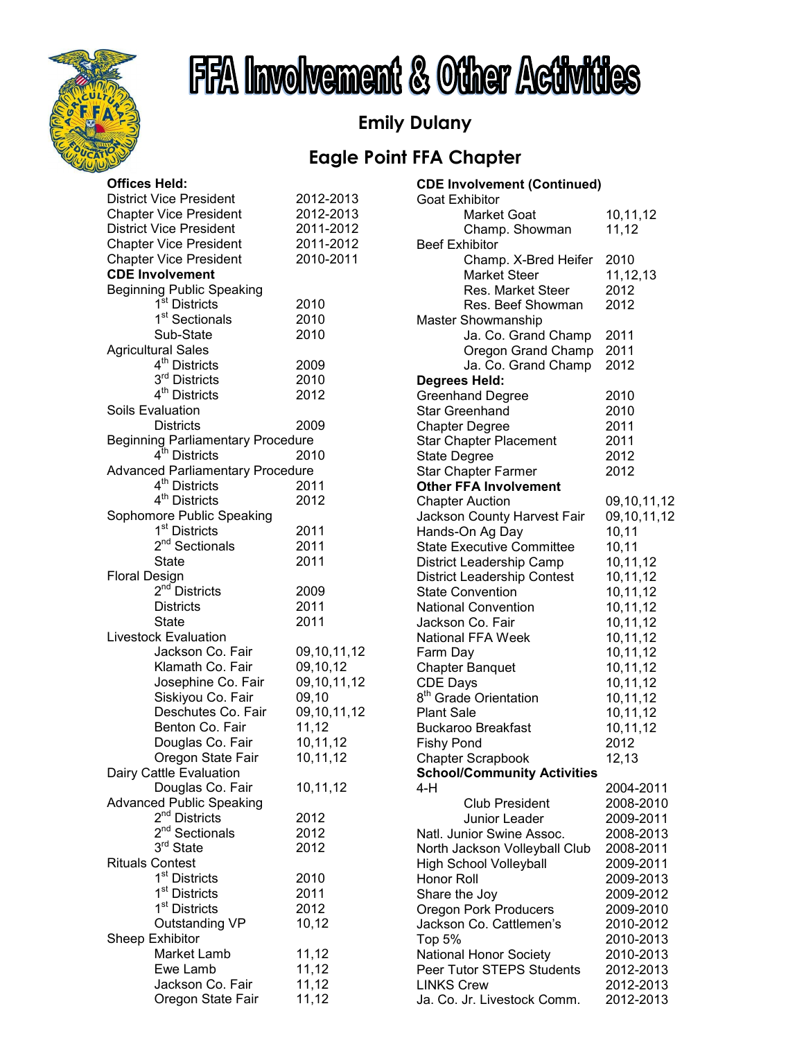# FFA Involvement & Other Activities

## Emily Dulany

## Eagle Point FFA Chapter

**Offices Held:**

| | |
|---|---|
| District Vice President | 2012-2013 |
| Chapter Vice President | 2012-2013 |
| District Vice President | 2011-2012 |
| Chapter Vice President | 2011-2012 |
| Chapter Vice President | 2010-2011 |

**CDE Involvement**

| | |
|---|---|
| Beginning Public Speaking | |
| 1st Districts | 2010 |
| 1st Sectionals | 2010 |
| Sub-State | 2010 |
| Agricultural Sales | |
| 4th Districts | 2009 |
| 3rd Districts | 2010 |
| 4th Districts | 2012 |
| Soils Evaluation | |
| Districts | 2009 |
| Beginning Parliamentary Procedure | |
| 4th Districts | 2010 |
| Advanced Parliamentary Procedure | |
| 4th Districts | 2011 |
| 4th Districts | 2012 |
| Sophomore Public Speaking | |
| 1st Districts | 2011 |
| 2nd Sectionals | 2011 |
| State | 2011 |
| Floral Design | |
| 2nd Districts | 2009 |
| Districts | 2011 |
| State | 2011 |
| Livestock Evaluation | |
| Jackson Co. Fair | 09,10,11,12 |
| Klamath Co. Fair | 09,10,12 |
| Josephine Co. Fair | 09,10,11,12 |
| Siskiyou Co. Fair | 09,10 |
| Deschutes Co. Fair | 09,10,11,12 |
| Benton Co. Fair | 11,12 |
| Douglas Co. Fair | 10,11,12 |
| Oregon State Fair | 10,11,12 |
| Dairy Cattle Evaluation | |
| Douglas Co. Fair | 10,11,12 |
| Advanced Public Speaking | |
| 2nd Districts | 2012 |
| 2nd Sectionals | 2012 |
| 3rd State | 2012 |
| Rituals Contest | |
| 1st Districts | 2010 |
| 1st Districts | 2011 |
| 1st Districts | 2012 |
| Outstanding VP | 10,12 |
| Sheep Exhibitor | |
| Market Lamb | 11,12 |
| Ewe Lamb | 11,12 |
| Jackson Co. Fair | 11,12 |
| Oregon State Fair | 11,12 |

**CDE Involvement (Continued)**

| | |
|---|---|
| Goat Exhibitor | |
| Market Goat | 10,11,12 |
| Champ. Showman | 11,12 |
| Beef Exhibitor | |
| Champ. X-Bred Heifer | 2010 |
| Market Steer | 11,12,13 |
| Res. Market Steer | 2012 |
| Res. Beef Showman | 2012 |
| Master Showmanship | |
| Ja. Co. Grand Champ | 2011 |
| Oregon Grand Champ | 2011 |
| Ja. Co. Grand Champ | 2012 |

**Degrees Held:**

| | |
|---|---|
| Greenhand Degree | 2010 |
| Star Greenhand | 2010 |
| Chapter Degree | 2011 |
| Star Chapter Placement | 2011 |
| State Degree | 2012 |
| Star Chapter Farmer | 2012 |

**Other FFA Involvement**

| | |
|---|---|
| Chapter Auction | 09,10,11,12 |
| Jackson County Harvest Fair | 09,10,11,12 |
| Hands-On Ag Day | 10,11 |
| State Executive Committee | 10,11 |
| District Leadership Camp | 10,11,12 |
| District Leadership Contest | 10,11,12 |
| State Convention | 10,11,12 |
| National Convention | 10,11,12 |
| Jackson Co. Fair | 10,11,12 |
| National FFA Week | 10,11,12 |
| Farm Day | 10,11,12 |
| Chapter Banquet | 10,11,12 |
| CDE Days | 10,11,12 |
| 8th Grade Orientation | 10,11,12 |
| Plant Sale | 10,11,12 |
| Buckaroo Breakfast | 10,11,12 |
| Fishy Pond | 2012 |
| Chapter Scrapbook | 12,13 |

**School/Community Activities**

| | |
|---|---|
| 4-H | 2004-2011 |
| Club President | 2008-2010 |
| Junior Leader | 2009-2011 |
| Natl. Junior Swine Assoc. | 2008-2013 |
| North Jackson Volleyball Club | 2008-2011 |
| High School Volleyball | 2009-2011 |
| Honor Roll | 2009-2013 |
| Share the Joy | 2009-2012 |
| Oregon Pork Producers | 2009-2010 |
| Jackson Co. Cattlemen's | 2010-2012 |
| Top 5% | 2010-2013 |
| National Honor Society | 2010-2013 |
| Peer Tutor STEPS Students | 2012-2013 |
| LINKS Crew | 2012-2013 |
| Ja. Co. Jr. Livestock Comm. | 2012-2013 |